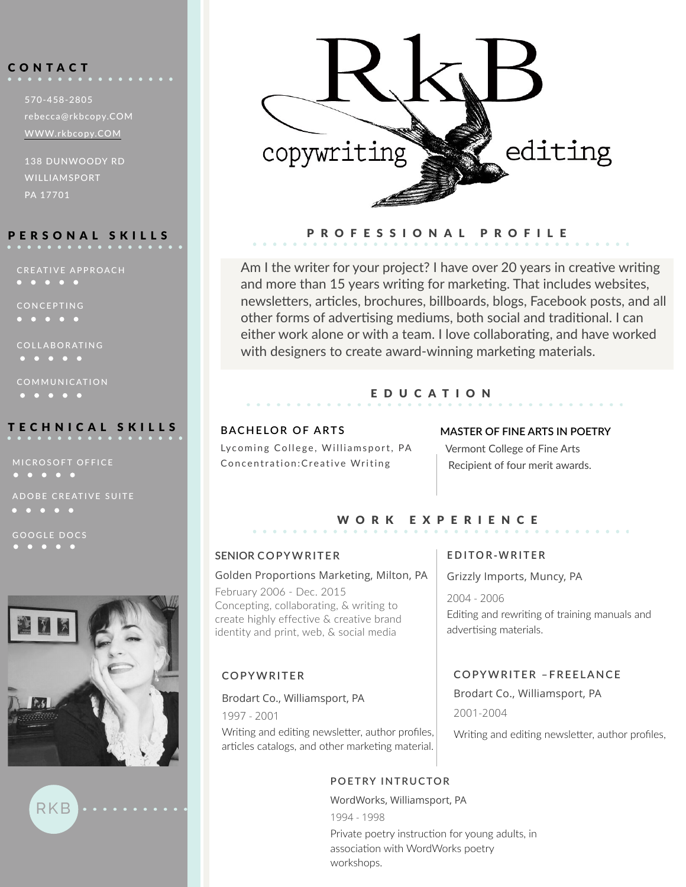# RkB

copywriting editing

## CONTACT

570-458-2805
rebecca@rkbcopy.COM
WWW.rkbcopy.COM

138 DUNWOODY RD
WILLIAMSPORT
PA 17701

## PERSONAL SKILLS

- CREATIVE APPROACH
- CONCEPTING
- COLLABORATING
- COMMUNICATION

## TECHNICAL SKILLS

- MICROSOFT OFFICE
- ADOBE CREATIVE SUITE
- GOOGLE DOCS

RKB

## PROFESSIONAL PROFILE

Am I the writer for your project? I have over 20 years in creative writing and more than 15 years writing for marketing. That includes websites, newsletters, articles, brochures, billboards, blogs, Facebook posts, and all other forms of advertising mediums, both social and traditional. I can either work alone or with a team. I love collaborating, and have worked with designers to create award-winning marketing materials.

## EDUCATION

### BACHELOR OF ARTS

Lycoming College, Williamsport, PA
Concentration:Creative Writing

### MASTER OF FINE ARTS IN POETRY

Vermont College of Fine Arts
Recipient of four merit awards.

## WORK EXPERIENCE

### SENIOR COPYWRITER

Golden Proportions Marketing, Milton, PA
February 2006 - Dec. 2015
Concepting, collaborating, & writing to create highly effective & creative brand identity and print, web, & social media

### EDITOR-WRITER

Grizzly Imports, Muncy, PA
2004 - 2006
Editing and rewriting of training manuals and advertising materials.

### COPYWRITER

Brodart Co., Williamsport, PA
1997 - 2001
Writing and editing newsletter, author profiles, articles catalogs, and other marketing material.

### COPYWRITER –FREELANCE

Brodart Co., Williamsport, PA
2001-2004
Writing and editing newsletter, author profiles,

### POETRY INTRUCTOR

WordWorks, Williamsport, PA
1994 - 1998
Private poetry instruction for young adults, in association with WordWorks poetry workshops.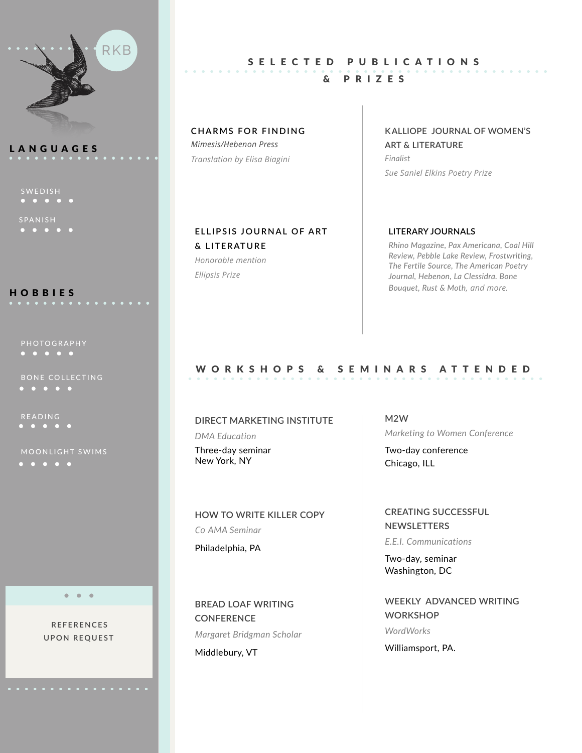RKB

## LANGUAGES

- SWEDISH
- SPANISH

## HOBBIES

- PHOTOGRAPHY
- BONE COLLECTING
- READING
- MOONLIGHT SWIMS

REFERENCES UPON REQUEST

## SELECTED PUBLICATIONS & PRIZES

### CHARMS FOR FINDING

*Mimesis/Hebenon Press*

*Translation by Elisa Biagini*

### ELLIPSIS JOURNAL OF ART & LITERATURE

*Honorable mention*

*Ellipsis Prize*

### KALLIOPE JOURNAL OF WOMEN'S ART & LITERATURE

*Finalist*

*Sue Saniel Elkins Poetry Prize*

### LITERARY JOURNALS

*Rhino Magazine, Pax Americana, Coal Hill Review, Pebble Lake Review, Frostwriting, The Fertile Source, The American Poetry Journal, Hebenon, La Clessidra. Bone Bouquet, Rust & Moth, and more.*

## WORKSHOPS & SEMINARS ATTENDED

### DIRECT MARKETING INSTITUTE

*DMA Education*

Three-day seminar
New York, NY

### HOW TO WRITE KILLER COPY

*Co AMA Seminar*

Philadelphia, PA

### BREAD LOAF WRITING CONFERENCE

*Margaret Bridgman Scholar*

Middlebury, VT

### M2W

*Marketing to Women Conference*

Two-day conference
Chicago, ILL

### CREATING SUCCESSFUL NEWSLETTERS

*E.E.I. Communications*

Two-day, seminar
Washington, DC

### WEEKLY ADVANCED WRITING WORKSHOP

*WordWorks*

Williamsport, PA.